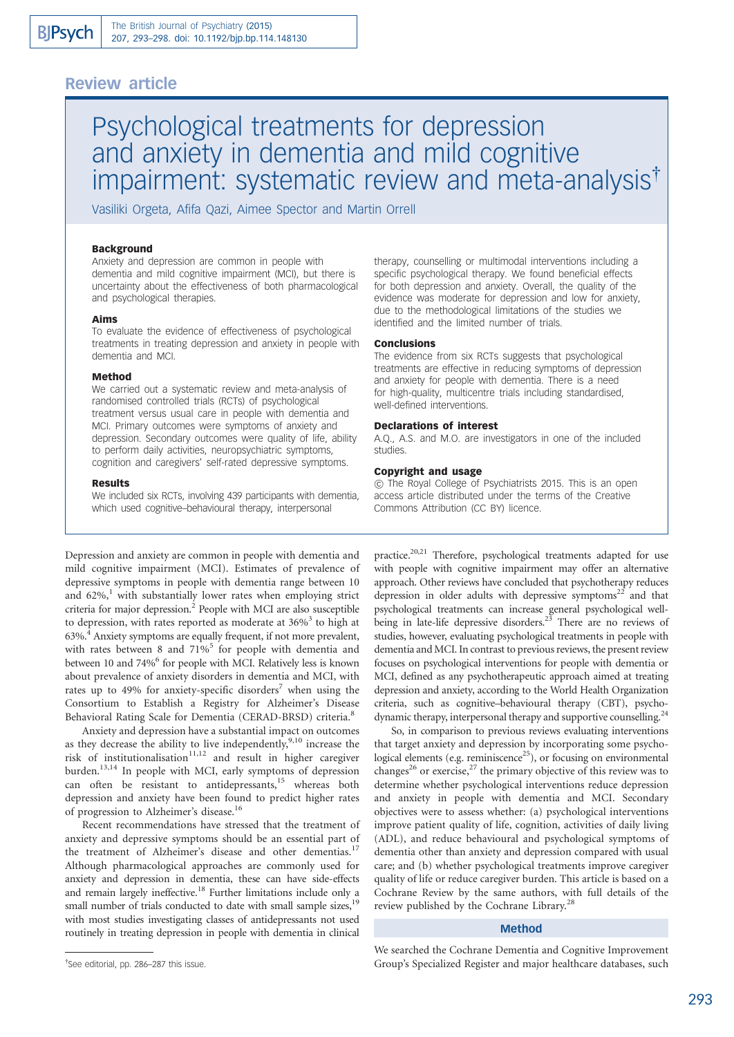Review article

# Psychological treatments for depression and anxiety in dementia and mild cognitive impairment: systematic review and meta-analysis[†]

Vasiliki Orgeta, Afifa Qazi, Aimee Spector and Martin Orrell

### Background

Anxiety and depression are common in people with dementia and mild cognitive impairment (MCI), but there is uncertainty about the effectiveness of both pharmacological and psychological therapies.

### Aims

To evaluate the evidence of effectiveness of psychological treatments in treating depression and anxiety in people with dementia and MCI.

### Method

We carried out a systematic review and meta-analysis of randomised controlled trials (RCTs) of psychological treatment versus usual care in people with dementia and MCI. Primary outcomes were symptoms of anxiety and depression. Secondary outcomes were quality of life, ability to perform daily activities, neuropsychiatric symptoms, cognition and caregivers' self-rated depressive symptoms.

### Results

We included six RCTs, involving 439 participants with dementia, which used cognitive–behavioural therapy, interpersonal therapy, counselling or multimodal interventions including a specific psychological therapy. We found beneficial effects for both depression and anxiety. Overall, the quality of the evidence was moderate for depression and low for anxiety, due to the methodological limitations of the studies we identified and the limited number of trials.

### Conclusions

The evidence from six RCTs suggests that psychological treatments are effective in reducing symptoms of depression and anxiety for people with dementia. There is a need for high-quality, multicentre trials including standardised, well-defined interventions.

### Declarations of interest

A.Q., A.S. and M.O. are investigators in one of the included studies.

### Copyright and usage

© The Royal College of Psychiatrists 2015. This is an open access article distributed under the terms of the Creative Commons Attribution (CC BY) licence.

Depression and anxiety are common in people with dementia and mild cognitive impairment (MCI). Estimates of prevalence of depressive symptoms in people with dementia range between 10 and 62%,[1] with substantially lower rates when employing strict criteria for major depression.[2] People with MCI are also susceptible to depression, with rates reported as moderate at 36%[3] to high at 63%.[4] Anxiety symptoms are equally frequent, if not more prevalent, with rates between 8 and 71%[5] for people with dementia and between 10 and 74%[6] for people with MCI. Relatively less is known about prevalence of anxiety disorders in dementia and MCI, with rates up to 49% for anxiety-specific disorders[7] when using the Consortium to Establish a Registry for Alzheimer's Disease Behavioral Rating Scale for Dementia (CERAD-BRSD) criteria.[8]

Anxiety and depression have a substantial impact on outcomes as they decrease the ability to live independently,[9,10] increase the risk of institutionalisation[11,12] and result in higher caregiver burden.[13,14] In people with MCI, early symptoms of depression can often be resistant to antidepressants,[15] whereas both depression and anxiety have been found to predict higher rates of progression to Alzheimer's disease.[16]

Recent recommendations have stressed that the treatment of anxiety and depressive symptoms should be an essential part of the treatment of Alzheimer's disease and other dementias.[17] Although pharmacological approaches are commonly used for anxiety and depression in dementia, these can have side-effects and remain largely ineffective.[18] Further limitations include only a small number of trials conducted to date with small sample sizes,[19] with most studies investigating classes of antidepressants not used routinely in treating depression in people with dementia in clinical practice.[20,21] Therefore, psychological treatments adapted for use with people with cognitive impairment may offer an alternative approach. Other reviews have concluded that psychotherapy reduces depression in older adults with depressive symptoms[22] and that psychological treatments can increase general psychological well-being in late-life depressive disorders.[23] There are no reviews of studies, however, evaluating psychological treatments in people with dementia and MCI. In contrast to previous reviews, the present review focuses on psychological interventions for people with dementia or MCI, defined as any psychotherapeutic approach aimed at treating depression and anxiety, according to the World Health Organization criteria, such as cognitive–behavioural therapy (CBT), psychodynamic therapy, interpersonal therapy and supportive counselling.[24]

So, in comparison to previous reviews evaluating interventions that target anxiety and depression by incorporating some psychological elements (e.g. reminiscence[25]), or focusing on environmental changes[26] or exercise,[27] the primary objective of this review was to determine whether psychological interventions reduce depression and anxiety in people with dementia and MCI. Secondary objectives were to assess whether: (a) psychological interventions improve patient quality of life, cognition, activities of daily living (ADL), and reduce behavioural and psychological symptoms of dementia other than anxiety and depression compared with usual care; and (b) whether psychological treatments improve caregiver quality of life or reduce caregiver burden. This article is based on a Cochrane Review by the same authors, with full details of the review published by the Cochrane Library.[28]

## Method

We searched the Cochrane Dementia and Cognitive Improvement Group's Specialized Register and major healthcare databases, such

[†]See editorial, pp. 286–287 this issue.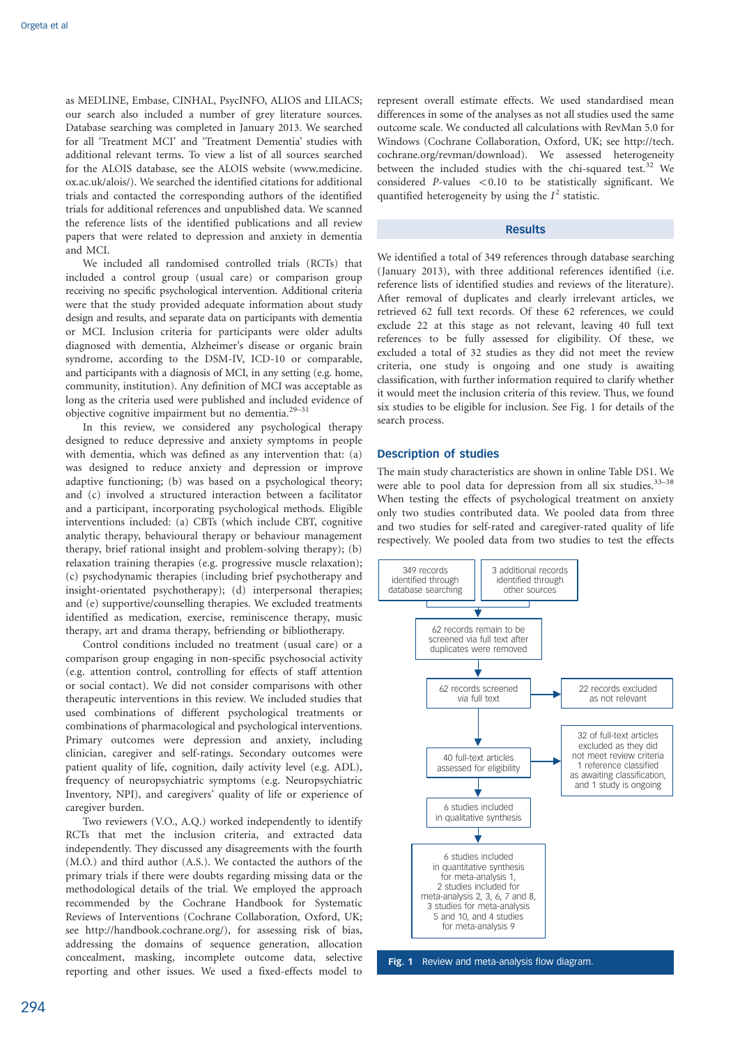as MEDLINE, Embase, CINHAL, PsycINFO, ALIOS and LILACS; our search also included a number of grey literature sources. Database searching was completed in January 2013. We searched for all 'Treatment MCI' and 'Treatment Dementia' studies with additional relevant terms. To view a list of all sources searched for the ALOIS database, see the ALOIS website (www.medicine.ox.ac.uk/alois/). We searched the identified citations for additional trials and contacted the corresponding authors of the identified trials for additional references and unpublished data. We scanned the reference lists of the identified publications and all review papers that were related to depression and anxiety in dementia and MCI.

We included all randomised controlled trials (RCTs) that included a control group (usual care) or comparison group receiving no specific psychological intervention. Additional criteria were that the study provided adequate information about study design and results, and separate data on participants with dementia or MCI. Inclusion criteria for participants were older adults diagnosed with dementia, Alzheimer's disease or organic brain syndrome, according to the DSM-IV, ICD-10 or comparable, and participants with a diagnosis of MCI, in any setting (e.g. home, community, institution). Any definition of MCI was acceptable as long as the criteria used were published and included evidence of objective cognitive impairment but no dementia.[29–31]

In this review, we considered any psychological therapy designed to reduce depressive and anxiety symptoms in people with dementia, which was defined as any intervention that: (a) was designed to reduce anxiety and depression or improve adaptive functioning; (b) was based on a psychological theory; and (c) involved a structured interaction between a facilitator and a participant, incorporating psychological methods. Eligible interventions included: (a) CBTs (which include CBT, cognitive analytic therapy, behavioural therapy or behaviour management therapy, brief rational insight and problem-solving therapy); (b) relaxation training therapies (e.g. progressive muscle relaxation); (c) psychodynamic therapies (including brief psychotherapy and insight-orientated psychotherapy); (d) interpersonal therapies; and (e) supportive/counselling therapies. We excluded treatments identified as medication, exercise, reminiscence therapy, music therapy, art and drama therapy, befriending or bibliotherapy.

Control conditions included no treatment (usual care) or a comparison group engaging in non-specific psychosocial activity (e.g. attention control, controlling for effects of staff attention or social contact). We did not consider comparisons with other therapeutic interventions in this review. We included studies that used combinations of different psychological treatments or combinations of pharmacological and psychological interventions. Primary outcomes were depression and anxiety, including clinician, caregiver and self-ratings. Secondary outcomes were patient quality of life, cognition, daily activity level (e.g. ADL), frequency of neuropsychiatric symptoms (e.g. Neuropsychiatric Inventory, NPI), and caregivers' quality of life or experience of caregiver burden.

Two reviewers (V.O., A.Q.) worked independently to identify RCTs that met the inclusion criteria, and extracted data independently. They discussed any disagreements with the fourth (M.O.) and third author (A.S.). We contacted the authors of the primary trials if there were doubts regarding missing data or the methodological details of the trial. We employed the approach recommended by the Cochrane Handbook for Systematic Reviews of Interventions (Cochrane Collaboration, Oxford, UK; see http://handbook.cochrane.org/), for assessing risk of bias, addressing the domains of sequence generation, allocation concealment, masking, incomplete outcome data, selective reporting and other issues. We used a fixed-effects model to represent overall estimate effects. We used standardised mean differences in some of the analyses as not all studies used the same outcome scale. We conducted all calculations with RevMan 5.0 for Windows (Cochrane Collaboration, Oxford, UK; see http://tech.cochrane.org/revman/download). We assessed heterogeneity between the included studies with the chi-squared test.[32] We considered $P$-values $<0.10$ to be statistically significant. We quantified heterogeneity by using the $I^2$ statistic.

## Results

We identified a total of 349 references through database searching (January 2013), with three additional references identified (i.e. reference lists of identified studies and reviews of the literature). After removal of duplicates and clearly irrelevant articles, we retrieved 62 full text records. Of these 62 references, we could exclude 22 at this stage as not relevant, leaving 40 full text references to be fully assessed for eligibility. Of these, we excluded a total of 32 studies as they did not meet the review criteria, one study is ongoing and one study is awaiting classification, with further information required to clarify whether it would meet the inclusion criteria of this review. Thus, we found six studies to be eligible for inclusion. See Fig. 1 for details of the search process.

### Description of studies

The main study characteristics are shown in online Table DS1. We were able to pool data for depression from all six studies.[33–38] When testing the effects of psychological treatment on anxiety only two studies contributed data. We pooled data from three and two studies for self-rated and caregiver-rated quality of life respectively. We pooled data from two studies to test the effects

349 records identified through database searching

3 additional records identified through other sources

62 records remain to be screened via full text after duplicates were removed

62 records screened via full text

22 records excluded as not relevant

40 full-text articles assessed for eligibility

32 of full-text articles excluded as they did not meet review criteria 1 reference classified as awaiting classification, and 1 study is ongoing

6 studies included in qualitative synthesis

6 studies included in quantitative synthesis for meta-analysis 1, 2 studies included for meta-analysis 2, 3, 6, 7 and 8, 3 studies for meta-analysis 5 and 10, and 4 studies for meta-analysis 9

**Fig. 1** Review and meta-analysis flow diagram.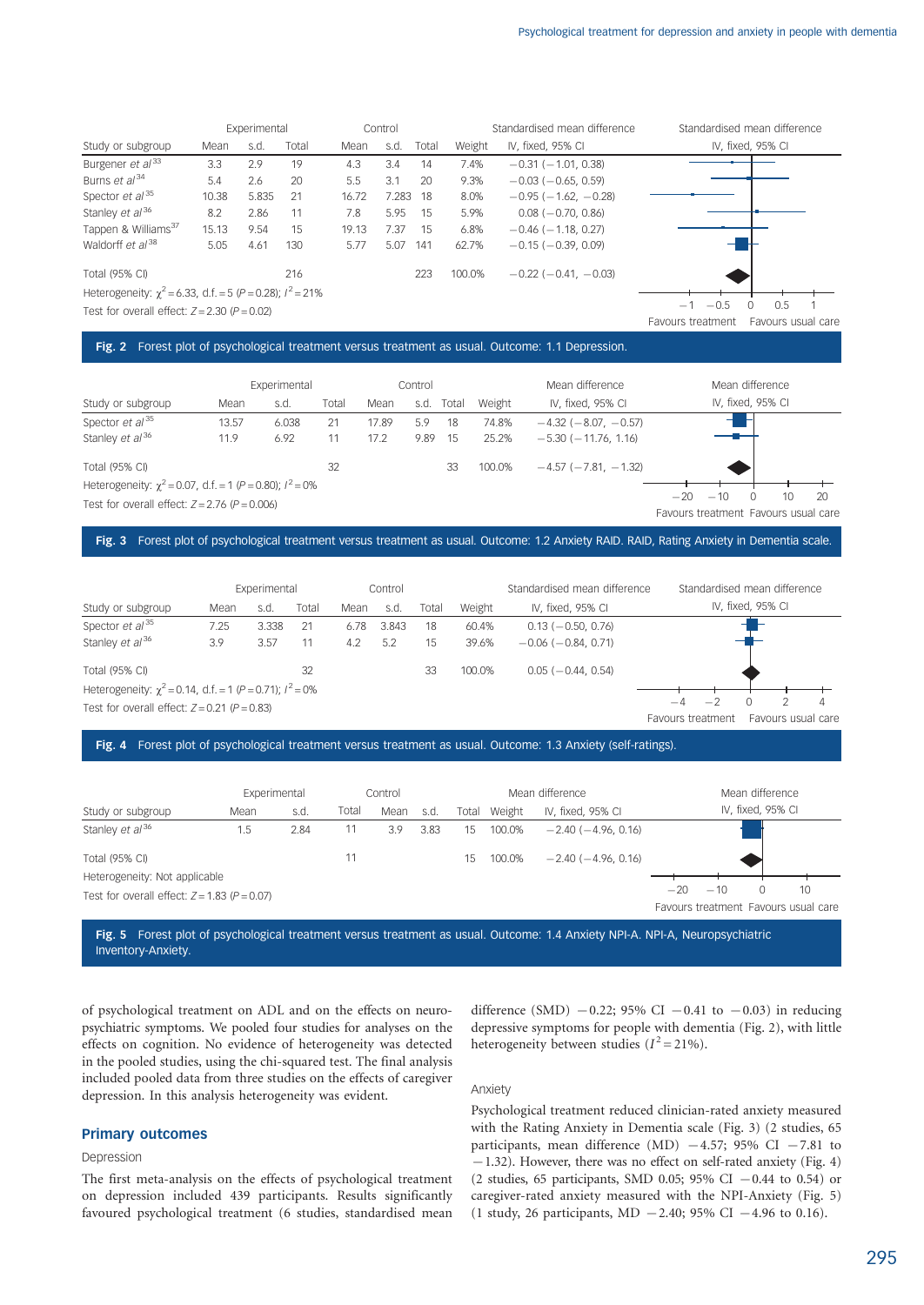| Study or subgroup | Experimental Mean | Experimental s.d. | Experimental Total | Control Mean | Control s.d. | Control Total | Weight | Standardised mean difference IV, fixed, 95% CI |
|---|---|---|---|---|---|---|---|---|
| Burgener *et al*[33] | 3.3 | 2.9 | 19 | 4.3 | 3.4 | 14 | 7.4% | −0.31 (−1.01, 0.38) |
| Burns *et al*[34] | 5.4 | 2.6 | 20 | 5.5 | 3.1 | 20 | 9.3% | −0.03 (−0.65, 0.59) |
| Spector *et al*[35] | 10.38 | 5.835 | 21 | 16.72 | 7.283 | 18 | 8.0% | −0.95 (−1.62, −0.28) |
| Stanley *et al*[36] | 8.2 | 2.86 | 11 | 7.8 | 5.95 | 15 | 5.9% | 0.08 (−0.70, 0.86) |
| Tappen & Williams[37] | 15.13 | 9.54 | 15 | 19.13 | 7.37 | 15 | 6.8% | −0.46 (−1.18, 0.27) |
| Waldorff *et al*[38] | 5.05 | 4.61 | 130 | 5.77 | 5.07 | 141 | 62.7% | −0.15 (−0.39, 0.09) |
| Total (95% CI) | | | 216 | | | 223 | 100.0% | −0.22 (−0.41, −0.03) |

Heterogeneity: $\chi^2 = 6.33$, d.f. = 5 ($P = 0.28$); $I^2 = 21\%$

Test for overall effect: $Z = 2.30$ ($P = 0.02$)

Favours treatment / Favours usual care

**Fig. 2** Forest plot of psychological treatment versus treatment as usual. Outcome: 1.1 Depression.

| Study or subgroup | Experimental Mean | Experimental s.d. | Experimental Total | Control Mean | Control s.d. | Control Total | Weight | Mean difference IV, fixed, 95% CI |
|---|---|---|---|---|---|---|---|---|
| Spector *et al*[35] | 13.57 | 6.038 | 21 | 17.89 | 5.9 | 18 | 74.8% | −4.32 (−8.07, −0.57) |
| Stanley *et al*[36] | 11.9 | 6.92 | 11 | 17.2 | 9.89 | 15 | 25.2% | −5.30 (−11.76, 1.16) |
| Total (95% CI) | | | 32 | | | 33 | 100.0% | −4.57 (−7.81, −1.32) |

Heterogeneity: $\chi^2 = 0.07$, d.f. = 1 ($P = 0.80$); $I^2 = 0\%$

Test for overall effect: $Z = 2.76$ ($P = 0.006$)

Favours treatment / Favours usual care

**Fig. 3** Forest plot of psychological treatment versus treatment as usual. Outcome: 1.2 Anxiety RAID. RAID, Rating Anxiety in Dementia scale.

| Study or subgroup | Experimental Mean | Experimental s.d. | Experimental Total | Control Mean | Control s.d. | Control Total | Weight | Standardised mean difference IV, fixed, 95% CI |
|---|---|---|---|---|---|---|---|---|
| Spector *et al*[35] | 7.25 | 3.338 | 21 | 6.78 | 3.843 | 18 | 60.4% | 0.13 (−0.50, 0.76) |
| Stanley *et al*[36] | 3.9 | 3.57 | 11 | 4.2 | 5.2 | 15 | 39.6% | −0.06 (−0.84, 0.71) |
| Total (95% CI) | | | 32 | | | 33 | 100.0% | 0.05 (−0.44, 0.54) |

Heterogeneity: $\chi^2 = 0.14$, d.f. = 1 ($P = 0.71$); $I^2 = 0\%$

Test for overall effect: $Z = 0.21$ ($P = 0.83$)

Favours treatment / Favours usual care

**Fig. 4** Forest plot of psychological treatment versus treatment as usual. Outcome: 1.3 Anxiety (self-ratings).

| Study or subgroup | Experimental Mean | Experimental s.d. | Experimental Total | Control Mean | Control s.d. | Control Total | Weight | Mean difference IV, fixed, 95% CI |
|---|---|---|---|---|---|---|---|---|
| Stanley *et al*[36] | 1.5 | 2.84 | 11 | 3.9 | 3.83 | 15 | 100.0% | −2.40 (−4.96, 0.16) |
| Total (95% CI) | | | 11 | | | 15 | 100.0% | −2.40 (−4.96, 0.16) |

Heterogeneity: Not applicable

Test for overall effect: $Z = 1.83$ ($P = 0.07$)

Favours treatment / Favours usual care

**Fig. 5** Forest plot of psychological treatment versus treatment as usual. Outcome: 1.4 Anxiety NPI-A. NPI-A, Neuropsychiatric Inventory-Anxiety.

of psychological treatment on ADL and on the effects on neuropsychiatric symptoms. We pooled four studies for analyses on the effects on cognition. No evidence of heterogeneity was detected in the pooled studies, using the chi-squared test. The final analysis included pooled data from three studies on the effects of caregiver depression. In this analysis heterogeneity was evident.

## Primary outcomes

### Depression

The first meta-analysis on the effects of psychological treatment on depression included 439 participants. Results significantly favoured psychological treatment (6 studies, standardised mean difference (SMD) −0.22; 95% CI −0.41 to −0.03) in reducing depressive symptoms for people with dementia (Fig. 2), with little heterogeneity between studies ($I^2 = 21\%$).

### Anxiety

Psychological treatment reduced clinician-rated anxiety measured with the Rating Anxiety in Dementia scale (Fig. 3) (2 studies, 65 participants, mean difference (MD) −4.57; 95% CI −7.81 to −1.32). However, there was no effect on self-rated anxiety (Fig. 4) (2 studies, 65 participants, SMD 0.05; 95% CI −0.44 to 0.54) or caregiver-rated anxiety measured with the NPI-Anxiety (Fig. 5) (1 study, 26 participants, MD −2.40; 95% CI −4.96 to 0.16).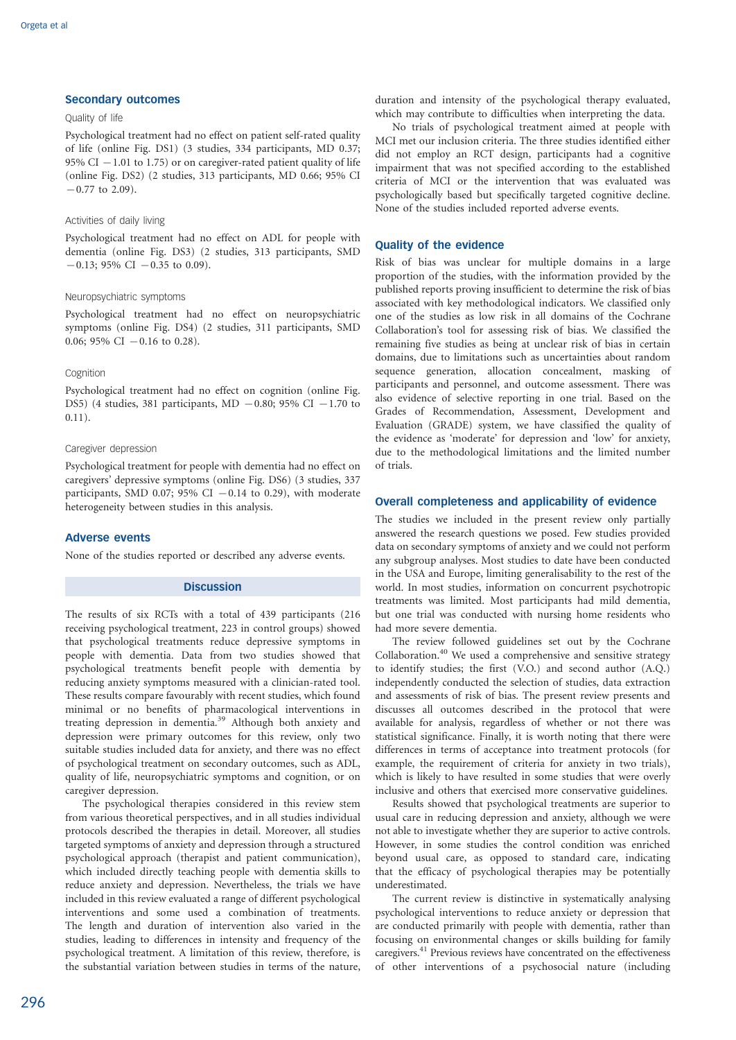## Secondary outcomes

### Quality of life

Psychological treatment had no effect on patient self-rated quality of life (online Fig. DS1) (3 studies, 334 participants, MD 0.37; 95% CI −1.01 to 1.75) or on caregiver-rated patient quality of life (online Fig. DS2) (2 studies, 313 participants, MD 0.66; 95% CI −0.77 to 2.09).

### Activities of daily living

Psychological treatment had no effect on ADL for people with dementia (online Fig. DS3) (2 studies, 313 participants, SMD −0.13; 95% CI −0.35 to 0.09).

### Neuropsychiatric symptoms

Psychological treatment had no effect on neuropsychiatric symptoms (online Fig. DS4) (2 studies, 311 participants, SMD 0.06; 95% CI −0.16 to 0.28).

### Cognition

Psychological treatment had no effect on cognition (online Fig. DS5) (4 studies, 381 participants, MD −0.80; 95% CI −1.70 to 0.11).

### Caregiver depression

Psychological treatment for people with dementia had no effect on caregivers' depressive symptoms (online Fig. DS6) (3 studies, 337 participants, SMD 0.07; 95% CI −0.14 to 0.29), with moderate heterogeneity between studies in this analysis.

## Adverse events

None of the studies reported or described any adverse events.

# Discussion

The results of six RCTs with a total of 439 participants (216 receiving psychological treatment, 223 in control groups) showed that psychological treatments reduce depressive symptoms in people with dementia. Data from two studies showed that psychological treatments benefit people with dementia by reducing anxiety symptoms measured with a clinician-rated tool. These results compare favourably with recent studies, which found minimal or no benefits of pharmacological interventions in treating depression in dementia.[39] Although both anxiety and depression were primary outcomes for this review, only two suitable studies included data for anxiety, and there was no effect of psychological treatment on secondary outcomes, such as ADL, quality of life, neuropsychiatric symptoms and cognition, or on caregiver depression.

The psychological therapies considered in this review stem from various theoretical perspectives, and in all studies individual protocols described the therapies in detail. Moreover, all studies targeted symptoms of anxiety and depression through a structured psychological approach (therapist and patient communication), which included directly teaching people with dementia skills to reduce anxiety and depression. Nevertheless, the trials we have included in this review evaluated a range of different psychological interventions and some used a combination of treatments. The length and duration of intervention also varied in the studies, leading to differences in intensity and frequency of the psychological treatment. A limitation of this review, therefore, is the substantial variation between studies in terms of the nature, duration and intensity of the psychological therapy evaluated, which may contribute to difficulties when interpreting the data.

No trials of psychological treatment aimed at people with MCI met our inclusion criteria. The three studies identified either did not employ an RCT design, participants had a cognitive impairment that was not specified according to the established criteria of MCI or the intervention that was evaluated was psychologically based but specifically targeted cognitive decline. None of the studies included reported adverse events.

## Quality of the evidence

Risk of bias was unclear for multiple domains in a large proportion of the studies, with the information provided by the published reports proving insufficient to determine the risk of bias associated with key methodological indicators. We classified only one of the studies as low risk in all domains of the Cochrane Collaboration's tool for assessing risk of bias. We classified the remaining five studies as being at unclear risk of bias in certain domains, due to limitations such as uncertainties about random sequence generation, allocation concealment, masking of participants and personnel, and outcome assessment. There was also evidence of selective reporting in one trial. Based on the Grades of Recommendation, Assessment, Development and Evaluation (GRADE) system, we have classified the quality of the evidence as 'moderate' for depression and 'low' for anxiety, due to the methodological limitations and the limited number of trials.

## Overall completeness and applicability of evidence

The studies we included in the present review only partially answered the research questions we posed. Few studies provided data on secondary symptoms of anxiety and we could not perform any subgroup analyses. Most studies to date have been conducted in the USA and Europe, limiting generalisability to the rest of the world. In most studies, information on concurrent psychotropic treatments was limited. Most participants had mild dementia, but one trial was conducted with nursing home residents who had more severe dementia.

The review followed guidelines set out by the Cochrane Collaboration.[40] We used a comprehensive and sensitive strategy to identify studies; the first (V.O.) and second author (A.Q.) independently conducted the selection of studies, data extraction and assessments of risk of bias. The present review presents and discusses all outcomes described in the protocol that were available for analysis, regardless of whether or not there was statistical significance. Finally, it is worth noting that there were differences in terms of acceptance into treatment protocols (for example, the requirement of criteria for anxiety in two trials), which is likely to have resulted in some studies that were overly inclusive and others that exercised more conservative guidelines.

Results showed that psychological treatments are superior to usual care in reducing depression and anxiety, although we were not able to investigate whether they are superior to active controls. However, in some studies the control condition was enriched beyond usual care, as opposed to standard care, indicating that the efficacy of psychological therapies may be potentially underestimated.

The current review is distinctive in systematically analysing psychological interventions to reduce anxiety or depression that are conducted primarily with people with dementia, rather than focusing on environmental changes or skills building for family caregivers.[41] Previous reviews have concentrated on the effectiveness of other interventions of a psychosocial nature (including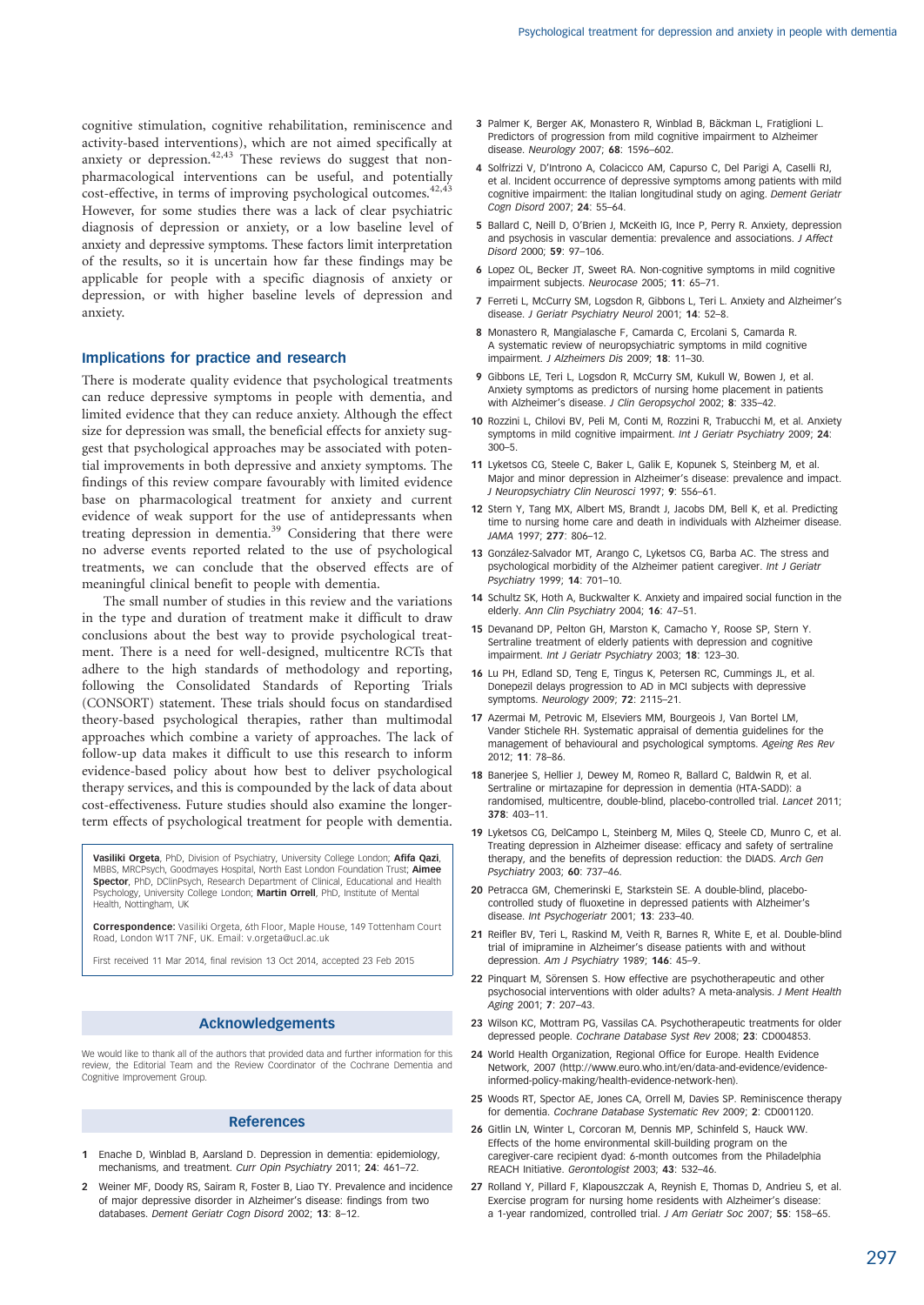cognitive stimulation, cognitive rehabilitation, reminiscence and activity-based interventions), which are not aimed specifically at anxiety or depression.[42,43] These reviews do suggest that non-pharmacological interventions can be useful, and potentially cost-effective, in terms of improving psychological outcomes.[42,43] However, for some studies there was a lack of clear psychiatric diagnosis of depression or anxiety, or a low baseline level of anxiety and depressive symptoms. These factors limit interpretation of the results, so it is uncertain how far these findings may be applicable for people with a specific diagnosis of anxiety or depression, or with higher baseline levels of depression and anxiety.

## Implications for practice and research

There is moderate quality evidence that psychological treatments can reduce depressive symptoms in people with dementia, and limited evidence that they can reduce anxiety. Although the effect size for depression was small, the beneficial effects for anxiety suggest that psychological approaches may be associated with potential improvements in both depressive and anxiety symptoms. The findings of this review compare favourably with limited evidence base on pharmacological treatment for anxiety and current evidence of weak support for the use of antidepressants when treating depression in dementia.[39] Considering that there were no adverse events reported related to the use of psychological treatments, we can conclude that the observed effects are of meaningful clinical benefit to people with dementia.

The small number of studies in this review and the variations in the type and duration of treatment make it difficult to draw conclusions about the best way to provide psychological treatment. There is a need for well-designed, multicentre RCTs that adhere to the high standards of methodology and reporting, following the Consolidated Standards of Reporting Trials (CONSORT) statement. These trials should focus on standardised theory-based psychological therapies, rather than multimodal approaches which combine a variety of approaches. The lack of follow-up data makes it difficult to use this research to inform evidence-based policy about how best to deliver psychological therapy services, and this is compounded by the lack of data about cost-effectiveness. Future studies should also examine the longer-term effects of psychological treatment for people with dementia.

**Vasiliki Orgeta**, PhD, Division of Psychiatry, University College London; **Afifa Qazi**, MBBS, MRCPsych, Goodmayes Hospital, North East London Foundation Trust; **Aimee Spector**, PhD, DClinPsych, Research Department of Clinical, Educational and Health Psychology, University College London; **Martin Orrell**, PhD, Institute of Mental Health, Nottingham, UK

**Correspondence:** Vasiliki Orgeta, 6th Floor, Maple House, 149 Tottenham Court Road, London W1T 7NF, UK. Email: v.orgeta@ucl.ac.uk

First received 11 Mar 2014, final revision 13 Oct 2014, accepted 23 Feb 2015

## Acknowledgements

We would like to thank all of the authors that provided data and further information for this review, the Editorial Team and the Review Coordinator of the Cochrane Dementia and Cognitive Improvement Group.

## References

1. Enache D, Winblad B, Aarsland D. Depression in dementia: epidemiology, mechanisms, and treatment. *Curr Opin Psychiatry* 2011; **24**: 461–72.
2. Weiner MF, Doody RS, Sairam R, Foster B, Liao TY. Prevalence and incidence of major depressive disorder in Alzheimer's disease: findings from two databases. *Dement Geriatr Cogn Disord* 2002; **13**: 8–12.
3. Palmer K, Berger AK, Monastero R, Winblad B, Bäckman L, Fratiglioni L. Predictors of progression from mild cognitive impairment to Alzheimer disease. *Neurology* 2007; **68**: 1596–602.
4. Solfrizzi V, D'Introno A, Colacicco AM, Capurso C, Del Parigi A, Caselli RJ, et al. Incident occurrence of depressive symptoms among patients with mild cognitive impairment: the Italian longitudinal study on aging. *Dement Geriatr Cogn Disord* 2007; **24**: 55–64.
5. Ballard C, Neill D, O'Brien J, McKeith IG, Ince P, Perry R. Anxiety, depression and psychosis in vascular dementia: prevalence and associations. *J Affect Disord* 2000; **59**: 97–106.
6. Lopez OL, Becker JT, Sweet RA. Non-cognitive symptoms in mild cognitive impairment subjects. *Neurocase* 2005; **11**: 65–71.
7. Ferreti L, McCurry SM, Logsdon R, Gibbons L, Teri L. Anxiety and Alzheimer's disease. *J Geriatr Psychiatry Neurol* 2001; **14**: 52–8.
8. Monastero R, Mangialasche F, Camarda C, Ercolani S, Camarda R. A systematic review of neuropsychiatric symptoms in mild cognitive impairment. *J Alzheimers Dis* 2009; **18**: 11–30.
9. Gibbons LE, Teri L, Logsdon R, McCurry SM, Kukull W, Bowen J, et al. Anxiety symptoms as predictors of nursing home placement in patients with Alzheimer's disease. *J Clin Geropsychol* 2002; **8**: 335–42.
10. Rozzini L, Chilovi BV, Peli M, Conti M, Rozzini R, Trabucchi M, et al. Anxiety symptoms in mild cognitive impairment. *Int J Geriatr Psychiatry* 2009; **24**: 300–5.
11. Lyketsos CG, Steele C, Baker L, Galik E, Kopunek S, Steinberg M, et al. Major and minor depression in Alzheimer's disease: prevalence and impact. *J Neuropsychiatry Clin Neurosci* 1997; **9**: 556–61.
12. Stern Y, Tang MX, Albert MS, Brandt J, Jacobs DM, Bell K, et al. Predicting time to nursing home care and death in individuals with Alzheimer disease. *JAMA* 1997; **277**: 806–12.
13. González-Salvador MT, Arango C, Lyketsos CG, Barba AC. The stress and psychological morbidity of the Alzheimer patient caregiver. *Int J Geriatr Psychiatry* 1999; **14**: 701–10.
14. Schultz SK, Hoth A, Buckwalter K. Anxiety and impaired social function in the elderly. *Ann Clin Psychiatry* 2004; **16**: 47–51.
15. Devanand DP, Pelton GH, Marston K, Camacho Y, Roose SP, Stern Y. Sertraline treatment of elderly patients with depression and cognitive impairment. *Int J Geriatr Psychiatry* 2003; **18**: 123–30.
16. Lu PH, Edland SD, Teng E, Tingus K, Petersen RC, Cummings JL, et al. Donepezil delays progression to AD in MCI subjects with depressive symptoms. *Neurology* 2009; **72**: 2115–21.
17. Azermai M, Petrovic M, Elseviers MM, Bourgeois J, Van Bortel LM, Vander Stichele RH. Systematic appraisal of dementia guidelines for the management of behavioural and psychological symptoms. *Ageing Res Rev* 2012; **11**: 78–86.
18. Banerjee S, Hellier J, Dewey M, Romeo R, Ballard C, Baldwin R, et al. Sertraline or mirtazapine for depression in dementia (HTA-SADD): a randomised, multicentre, double-blind, placebo-controlled trial. *Lancet* 2011; **378**: 403–11.
19. Lyketsos CG, DelCampo L, Steinberg M, Miles Q, Steele CD, Munro C, et al. Treating depression in Alzheimer disease: efficacy and safety of sertraline therapy, and the benefits of depression reduction: the DIADS. *Arch Gen Psychiatry* 2003; **60**: 737–46.
20. Petracca GM, Chemerinski E, Starkstein SE. A double-blind, placebo-controlled study of fluoxetine in depressed patients with Alzheimer's disease. *Int Psychogeriatr* 2001; **13**: 233–40.
21. Reifler BV, Teri L, Raskind M, Veith R, Barnes R, White E, et al. Double-blind trial of imipramine in Alzheimer's disease patients with and without depression. *Am J Psychiatry* 1989; **146**: 45–9.
22. Pinquart M, Sörensen S. How effective are psychotherapeutic and other psychosocial interventions with older adults? A meta-analysis. *J Ment Health Aging* 2001; **7**: 207–43.
23. Wilson KC, Mottram PG, Vassilas CA. Psychotherapeutic treatments for older depressed people. *Cochrane Database Syst Rev* 2008; **23**: CD004853.
24. World Health Organization, Regional Office for Europe. Health Evidence Network, 2007 (http://www.euro.who.int/en/data-and-evidence/evidence-informed-policy-making/health-evidence-network-hen).
25. Woods RT, Spector AE, Jones CA, Orrell M, Davies SP. Reminiscence therapy for dementia. *Cochrane Database Systematic Rev* 2009; **2**: CD001120.
26. Gitlin LN, Winter L, Corcoran M, Dennis MP, Schinfeld S, Hauck WW. Effects of the home environmental skill-building program on the caregiver-care recipient dyad: 6-month outcomes from the Philadelphia REACH Initiative. *Gerontologist* 2003; **43**: 532–46.
27. Rolland Y, Pillard F, Klapouszczak A, Reynish E, Thomas D, Andrieu S, et al. Exercise program for nursing home residents with Alzheimer's disease: a 1-year randomized, controlled trial. *J Am Geriatr Soc* 2007; **55**: 158–65.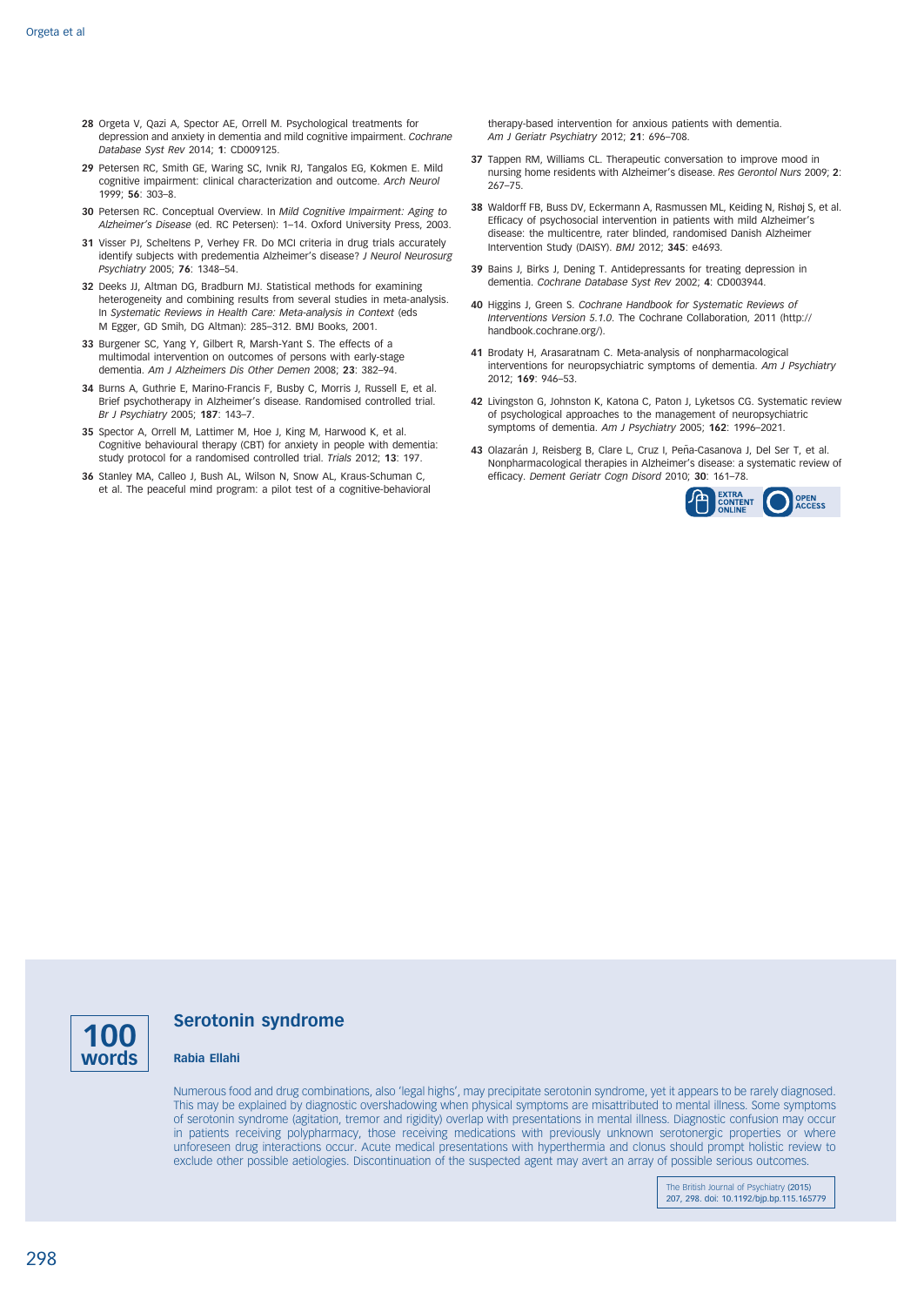28 Orgeta V, Qazi A, Spector AE, Orrell M. Psychological treatments for depression and anxiety in dementia and mild cognitive impairment. *Cochrane Database Syst Rev* 2014; **1**: CD009125.

29 Petersen RC, Smith GE, Waring SC, Ivnik RJ, Tangalos EG, Kokmen E. Mild cognitive impairment: clinical characterization and outcome. *Arch Neurol* 1999; **56**: 303–8.

30 Petersen RC. Conceptual Overview. In *Mild Cognitive Impairment: Aging to Alzheimer's Disease* (ed. RC Petersen): 1–14. Oxford University Press, 2003.

31 Visser PJ, Scheltens P, Verhey FR. Do MCI criteria in drug trials accurately identify subjects with predementia Alzheimer's disease? *J Neurol Neurosurg Psychiatry* 2005; **76**: 1348–54.

32 Deeks JJ, Altman DG, Bradburn MJ. Statistical methods for examining heterogeneity and combining results from several studies in meta-analysis. In *Systematic Reviews in Health Care: Meta-analysis in Context* (eds M Egger, GD Smih, DG Altman): 285–312. BMJ Books, 2001.

33 Burgener SC, Yang Y, Gilbert R, Marsh-Yant S. The effects of a multimodal intervention on outcomes of persons with early-stage dementia. *Am J Alzheimers Dis Other Demen* 2008; **23**: 382–94.

34 Burns A, Guthrie E, Marino-Francis F, Busby C, Morris J, Russell E, et al. Brief psychotherapy in Alzheimer's disease. Randomised controlled trial. *Br J Psychiatry* 2005; **187**: 143–7.

35 Spector A, Orrell M, Lattimer M, Hoe J, King M, Harwood K, et al. Cognitive behavioural therapy (CBT) for anxiety in people with dementia: study protocol for a randomised controlled trial. *Trials* 2012; **13**: 197.

36 Stanley MA, Calleo J, Bush AL, Wilson N, Snow AL, Kraus-Schuman C, et al. The peaceful mind program: a pilot test of a cognitive-behavioral therapy-based intervention for anxious patients with dementia. *Am J Geriatr Psychiatry* 2012; **21**: 696–708.

37 Tappen RM, Williams CL. Therapeutic conversation to improve mood in nursing home residents with Alzheimer's disease. *Res Gerontol Nurs* 2009; **2**: 267–75.

38 Waldorff FB, Buss DV, Eckermann A, Rasmussen ML, Keiding N, Rishøj S, et al. Efficacy of psychosocial intervention in patients with mild Alzheimer's disease: the multicentre, rater blinded, randomised Danish Alzheimer Intervention Study (DAISY). *BMJ* 2012; **345**: e4693.

39 Bains J, Birks J, Dening T. Antidepressants for treating depression in dementia. *Cochrane Database Syst Rev* 2002; **4**: CD003944.

40 Higgins J, Green S. *Cochrane Handbook for Systematic Reviews of Interventions Version 5.1.0*. The Cochrane Collaboration, 2011 (http://handbook.cochrane.org/).

41 Brodaty H, Arasaratnam C. Meta-analysis of nonpharmacological interventions for neuropsychiatric symptoms of dementia. *Am J Psychiatry* 2012; **169**: 946–53.

42 Livingston G, Johnston K, Katona C, Paton J, Lyketsos CG. Systematic review of psychological approaches to the management of neuropsychiatric symptoms of dementia. *Am J Psychiatry* 2005; **162**: 1996–2021.

43 Olazarán J, Reisberg B, Clare L, Cruz I, Peña-Casanova J, Del Ser T, et al. Nonpharmacological therapies in Alzheimer's disease: a systematic review of efficacy. *Dement Geriatr Cogn Disord* 2010; **30**: 161–78.

EXTRA CONTENT ONLINE | OPEN ACCESS

---

**100 words**

## Serotonin syndrome

**Rabia Ellahi**

Numerous food and drug combinations, also 'legal highs', may precipitate serotonin syndrome, yet it appears to be rarely diagnosed. This may be explained by diagnostic overshadowing when physical symptoms are misattributed to mental illness. Some symptoms of serotonin syndrome (agitation, tremor and rigidity) overlap with presentations in mental illness. Diagnostic confusion may occur in patients receiving polypharmacy, those receiving medications with previously unknown serotonergic properties or where unforeseen drug interactions occur. Acute medical presentations with hyperthermia and clonus should prompt holistic review to exclude other possible aetiologies. Discontinuation of the suspected agent may avert an array of possible serious outcomes.

The British Journal of Psychiatry (2015) 207, 298. doi: 10.1192/bjp.bp.115.165779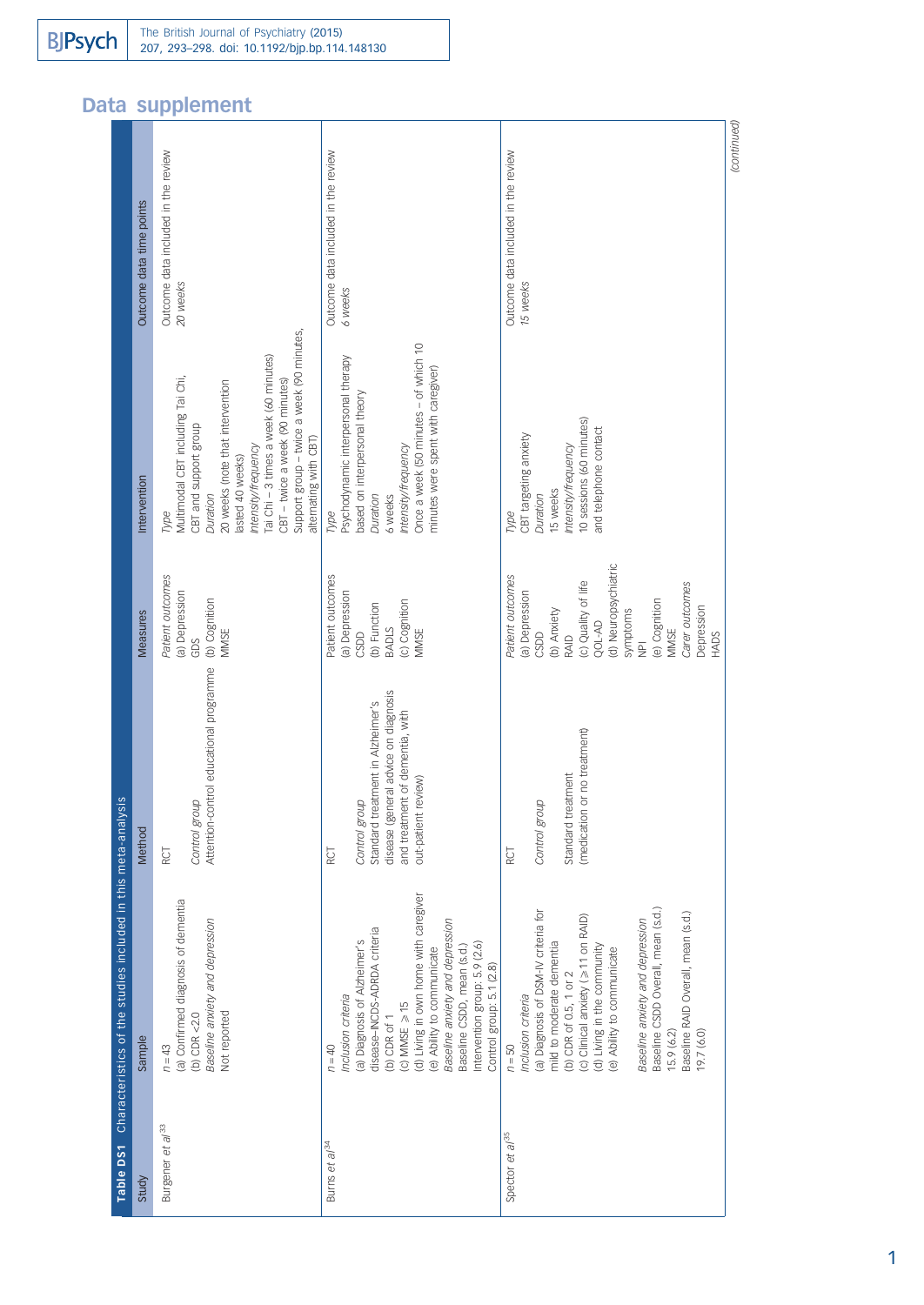## Data supplement

**Table DS1** Characteristics of the studies included in this meta-analysis

| Study | Sample | Method | Measures | Intervention | Outcome data time points |
|---|---|---|---|---|---|
| Burgener *et al*[33] | $n = 43$<br>(a) Confirmed diagnosis of dementia<br>(b) CDR <2.0<br>*Baseline anxiety and depression*<br>Not reported | RCT<br>*Control group*<br>Attention-control educational programme | *Patient outcomes*<br>(a) Depression<br>GDS<br>(b) Cognition<br>MMSE | *Type*<br>Multimodal CBT including Tai Chi, CBT and support group<br>*Duration*<br>20 weeks (note that intervention lasted 40 weeks)<br>*Intensity/frequency*<br>Tai Chi – 3 times a week (60 minutes)<br>CBT – twice a week (90 minutes)<br>Support group – twice a week (90 minutes, alternating with CBT) | Outcome data included in the review<br>*20 weeks* |
| Burns *et al*[34] | $n = 40$<br>*Inclusion criteria*<br>(a) Diagnosis of Alzheimer's disease–INCDS-ADRDA criteria<br>(b) CDR of 1<br>(c) MMSE ⩾15<br>(d) Living in own home with caregiver<br>(e) Ability to communicate<br>*Baseline anxiety and depression*<br>Baseline CSDD, mean (s.d.)<br>Intervention group: 5.9 (2.6)<br>Control group: 5.1 (2.8) | RCT<br>*Control group*<br>Standard treatment in Alzheimer's disease (general advice on diagnosis and treatment of dementia, with out-patient review) | Patient outcomes<br>(a) Depression<br>CSDD<br>(b) Function<br>BADLS<br>(c) Cognition<br>MMSE | *Type*<br>Psychodynamic interpersonal therapy based on interpersonal theory<br>*Duration*<br>6 weeks<br>*Intensity/frequency*<br>Once a week (50 minutes – of which 10 minutes were spent with caregiver) | Outcome data included in the review<br>*6 weeks* |
| Spector *et al*[35] | $n = 50$<br>*Inclusion criteria*<br>(a) Diagnosis of DSM-IV criteria for mild to moderate dementia<br>(b) CDR of 0.5, 1 or 2<br>(c) Clinical anxiety (⩾11 on RAID)<br>(d) Living in the community<br>(e) Ability to communicate<br>*Baseline anxiety and depression*<br>Baseline CSDD Overall, mean (s.d.)<br>15.9 (6.2)<br>Baseline RAID Overall, mean (s.d.)<br>19.7 (6.0) | RCT<br>*Control group*<br>Standard treatment (medication or no treatment) | *Patient outcomes*<br>(a) Depression<br>CSDD<br>(b) Anxiety<br>RAID<br>(c) Quality of life<br>QOL-AD<br>(d) Neuropsychiatric symptoms<br>NPI<br>(e) Cognition<br>MMSE<br>*Carer outcomes*<br>Depression<br>HADS | *Type*<br>CBT targeting anxiety<br>*Duration*<br>15 weeks<br>*Intensity/frequency*<br>10 sessions (60 minutes) and telephone contact | Outcome data included in the review<br>*15 weeks* |

*(continued)*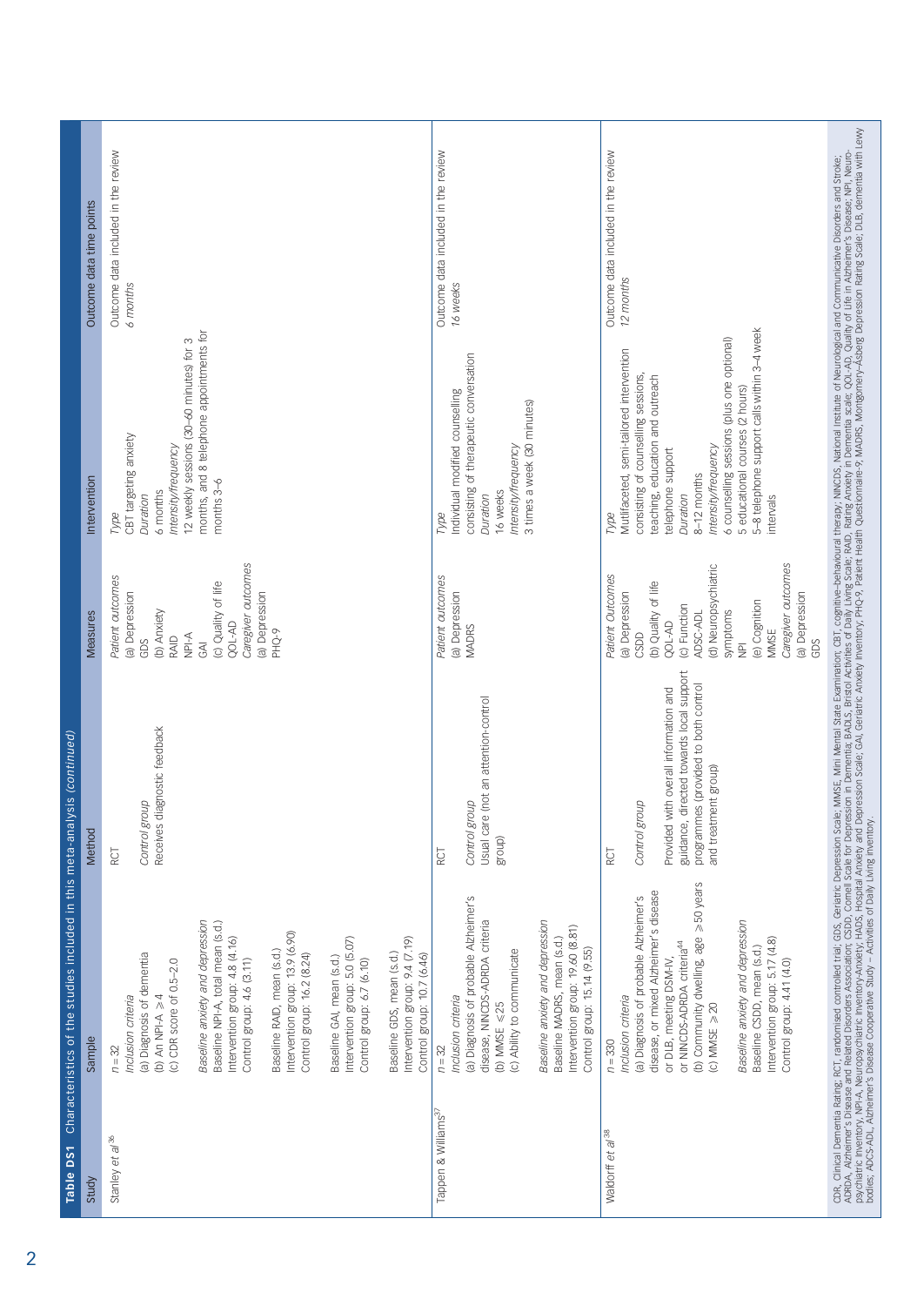**Table DS1** Characteristics of the studies included in this meta-analysis *(continued)*

| Study | Sample | Method | Measures | Intervention | Outcome data time points |
|---|---|---|---|---|---|
| Stanley *et al*[36] | *n* = 32<br>*Inclusion criteria*<br>(a) Diagnosis of dementia<br>(b) An NPI-A ⩾ 4<br>(c) CDR score of 0.5–2.0<br><br>*Baseline anxiety and depression*<br>Baseline NPI-A, total mean (s.d.)<br>Intervention group: 4.8 (4.16)<br>Control group: 4.6 (3.11)<br><br>Baseline RAID, mean (s.d.)<br>Intervention group: 13.9 (6.90)<br>Control group: 16.2 (8.24)<br><br>Baseline GAI, mean (s.d.)<br>Intervention group: 5.0 (5.07)<br>Control group: 6.7 (6.10)<br><br>Baseline GDS, mean (s.d.)<br>Intervention group: 9.4 (7.19)<br>Control group: 10.7 (6.46) | RCT<br><br>*Control group*<br>Receives diagnostic feedback | *Patient outcomes*<br>(a) Depression<br>GDS<br>(b) Anxiety<br>RAID<br>NPI-A<br>GAI<br>(c) Quality of life<br>QOL-AD<br>*Caregiver outcomes*<br>(a) Depression<br>PHQ-9 | *Type*<br>CBT targeting anxiety<br>*Duration*<br>6 months<br>*Intensity/frequency*<br>12 weekly sessions (30–60 minutes) for 3 months, and 8 telephone appointments for months 3–6 | Outcome data included in the review<br>*6 months* |
| Tappen & Williams[37] | *n* = 32<br>*Inclusion criteria*<br>(a) Diagnosis of probable Alzheimer's disease, NINCDS-ADRDA criteria<br>(b) MMSE ⩽ 25<br>(c) Ability to communicate<br><br>*Baseline anxiety and depression*<br>Baseline MADRS, mean (s.d.)<br>Intervention group: 19.60 (8.81)<br>Control group: 15.14 (9.55) | RCT<br><br>*Control group*<br>Usual care (not an attention-control group) | *Patient outcomes*<br>(a) Depression<br>MADRS | *Type*<br>Individual modified counselling consisting of therapeutic conversation<br>*Duration*<br>16 weeks<br>*Intensity/frequency*<br>3 times a week (30 minutes) | Outcome data included in the review<br>*16 weeks* |
| Waldorff *et al*[38] | *n* = 330<br>*Inclusion criteria*<br>(a) Diagnosis of probable Alzheimer's disease, or mixed Alzheimer's disease or DLB, meeting DSM-IV, or NINCDS-ADRDA criteria[44]<br>(b) Community dwelling, age ⩾50 years<br>(c) MMSE ⩾ 20<br><br>*Baseline anxiety and depression*<br>Baseline CSDD, mean (s.d.)<br>Intervention group: 5.17 (4.8)<br>Control group: 4.41 (4.0) | RCT<br><br>*Control group*<br><br>Provided with overall information and guidance, directed towards local support programmes (provided to both control and treatment group) | *Patient Outcomes*<br>(a) Depression<br>CSDD<br>(b) Quality of life<br>QOL-AD<br>(c) Function<br>ADSC-ADL<br>(d) Neuropsychiatric symptoms<br>NPI<br>(e) Cognition<br>MMSE<br>*Caregiver outcomes*<br>(a) Depression<br>GDS | *Type*<br>Multifaceted, semi-tailored intervention consisting of counselling sessions, teaching, education and outreach telephone support<br>*Duration*<br>8–12 months<br>*Intensity/frequency*<br>6 counselling sessions (plus one optional)<br>5 educational courses (2 hours)<br>5–8 telephone support calls within 3–4 week intervals | Outcome data included in the review<br>*12 months* |

CDR, Clinical Dementia Rating; RCT, randomised controlled trial; GDS, Geriatric Depression Scale; MMSE, Mini Mental State Examination; CBT, cognitive–behavioural therapy; NINCDS, National Institute of Neurological and Communicative Disorders and Stroke; ADRDA, Alzheimer's Disease and Related Disorders Association; CSDD, Cornell Scale for Depression in Dementia; BADLS, Bristol Activities of Daily Living Scale; RAID, Rating Anxiety in Dementia scale; QOL-AD, Quality of Life in Alzheimer's Disease; NPI, Neuropsychiatric Inventory; NPI-A, Neuropsychiatric Inventory-Anxiety; HADS, Hospital Anxiety and Depression Scale; GAI, Geriatric Anxiety Inventory; PHQ-9, Patient Health Questionnaire-9; MADRS, Montgomery–Åsberg Depression Rating Scale; DLB, dementia with Lewy bodies; ADCS-ADL, Alzheimer's Disease Cooperative Study – Activities of Daily Living Inventory.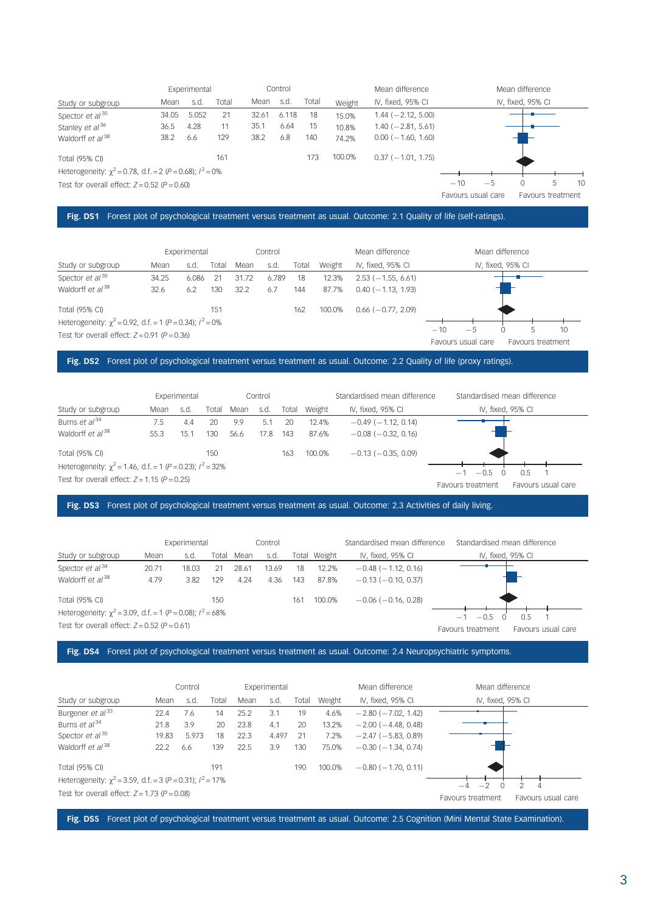| Study or subgroup | Experimental Mean | Experimental s.d. | Experimental Total | Control Mean | Control s.d. | Control Total | Weight | Mean difference IV, fixed, 95% CI |
|---|---|---|---|---|---|---|---|---|
| Spector *et al*[35] | 34.05 | 5.052 | 21 | 32.61 | 6.118 | 18 | 15.0% | 1.44 (−2.12, 5.00) |
| Stanley *et al*[36] | 36.5 | 4.28 | 11 | 35.1 | 6.64 | 15 | 10.8% | 1.40 (−2.81, 5.61) |
| Waldorff *et al*[38] | 38.2 | 6.6 | 129 | 38.2 | 6.8 | 140 | 74.2% | 0.00 (−1.60, 1.60) |
| Total (95% CI) | | | 161 | | | 173 | 100.0% | 0.37 (−1.01, 1.75) |

Heterogeneity: $\chi^2 = 0.78$, d.f. = 2 ($P = 0.68$); $I^2 = 0\%$

Test for overall effect: $Z = 0.52$ ($P = 0.60$)

Axis: −10, −5, 0, 5, 10. Favours usual care / Favours treatment

**Fig. DS1** Forest plot of psychological treatment versus treatment as usual. Outcome: 2.1 Quality of life (self-ratings).

| Study or subgroup | Experimental Mean | Experimental s.d. | Experimental Total | Control Mean | Control s.d. | Control Total | Weight | Mean difference IV, fixed, 95% CI |
|---|---|---|---|---|---|---|---|---|
| Spector *et al*[35] | 34.25 | 6.086 | 21 | 31.72 | 6.789 | 18 | 12.3% | 2.53 (−1.55, 6.61) |
| Waldorff *et al*[38] | 32.6 | 6.2 | 130 | 32.2 | 6.7 | 144 | 87.7% | 0.40 (−1.13, 1.93) |
| Total (95% CI) | | | 151 | | | 162 | 100.0% | 0.66 (−0.77, 2.09) |

Heterogeneity: $\chi^2 = 0.92$, d.f. = 1 ($P = 0.34$); $I^2 = 0\%$

Test for overall effect: $Z = 0.91$ ($P = 0.36$)

Axis: −10, −5, 0, 5, 10. Favours usual care / Favours treatment

**Fig. DS2** Forest plot of psychological treatment versus treatment as usual. Outcome: 2.2 Quality of life (proxy ratings).

| Study or subgroup | Experimental Mean | Experimental s.d. | Experimental Total | Control Mean | Control s.d. | Control Total | Weight | Standardised mean difference IV, fixed, 95% CI |
|---|---|---|---|---|---|---|---|---|
| Burns *et al*[34] | 7.5 | 4.4 | 20 | 9.9 | 5.1 | 20 | 12.4% | −0.49 (−1.12, 0.14) |
| Waldorff *et al*[38] | 55.3 | 15.1 | 130 | 56.6 | 17.8 | 143 | 87.6% | −0.08 (−0.32, 0.16) |
| Total (95% CI) | | | 150 | | | 163 | 100.0% | −0.13 (−0.35, 0.09) |

Heterogeneity: $\chi^2 = 1.46$, d.f. = 1 ($P = 0.23$); $I^2 = 32\%$

Test for overall effect: $Z = 1.15$ ($P = 0.25$)

Axis: −1, −0.5, 0, 0.5, 1. Favours treatment / Favours usual care

**Fig. DS3** Forest plot of psychological treatment versus treatment as usual. Outcome: 2.3 Activities of daily living.

| Study or subgroup | Experimental Mean | Experimental s.d. | Experimental Total | Control Mean | Control s.d. | Control Total | Weight | Standardised mean difference IV, fixed, 95% CI |
|---|---|---|---|---|---|---|---|---|
| Spector *et al*[34] | 20.71 | 18.03 | 21 | 28.61 | 13.69 | 18 | 12.2% | −0.48 (−1.12, 0.16) |
| Waldorff *et al*[38] | 4.79 | 3.82 | 129 | 4.24 | 4.36 | 143 | 87.8% | −0.13 (−0.10, 0.37) |
| Total (95% CI) | | | 150 | | | 161 | 100.0% | −0.06 (−0.16, 0.28) |

Heterogeneity: $\chi^2 = 3.09$, d.f. = 1 ($P = 0.08$); $I^2 = 68\%$

Test for overall effect: $Z = 0.52$ ($P = 0.61$)

Axis: −1, −0.5, 0, 0.5, 1. Favours treatment / Favours usual care

**Fig. DS4** Forest plot of psychological treatment versus treatment as usual. Outcome: 2.4 Neuropsychiatric symptoms.

| Study or subgroup | Control Mean | Control s.d. | Control Total | Experimental Mean | Experimental s.d. | Experimental Total | Weight | Mean difference IV, fixed, 95% CI |
|---|---|---|---|---|---|---|---|---|
| Burgener *et al*[33] | 22.4 | 7.6 | 14 | 25.2 | 3.1 | 19 | 4.6% | −2.80 (−7.02, 1.42) |
| Burns *et al*[34] | 21.8 | 3.9 | 20 | 23.8 | 4.1 | 20 | 13.2% | −2.00 (−4.48, 0.48) |
| Spector *et al*[35] | 19.83 | 5.973 | 18 | 22.3 | 4.497 | 21 | 7.2% | −2.47 (−5.83, 0.89) |
| Waldorff *et al*[38] | 22.2 | 6.6 | 139 | 22.5 | 3.9 | 130 | 75.0% | −0.30 (−1.34, 0.74) |
| Total (95% CI) | | | 191 | | | 190 | 100.0% | −0.80 (−1.70, 0.11) |

Heterogeneity: $\chi^2 = 3.59$, d.f. = 3 ($P = 0.31$); $I^2 = 17\%$

Test for overall effect: $Z = 1.73$ ($P = 0.08$)

Axis: −4, −2, 0, 2, 4. Favours treatment / Favours usual care

**Fig. DS5** Forest plot of psychological treatment versus treatment as usual. Outcome: 2.5 Cognition (Mini Mental State Examination).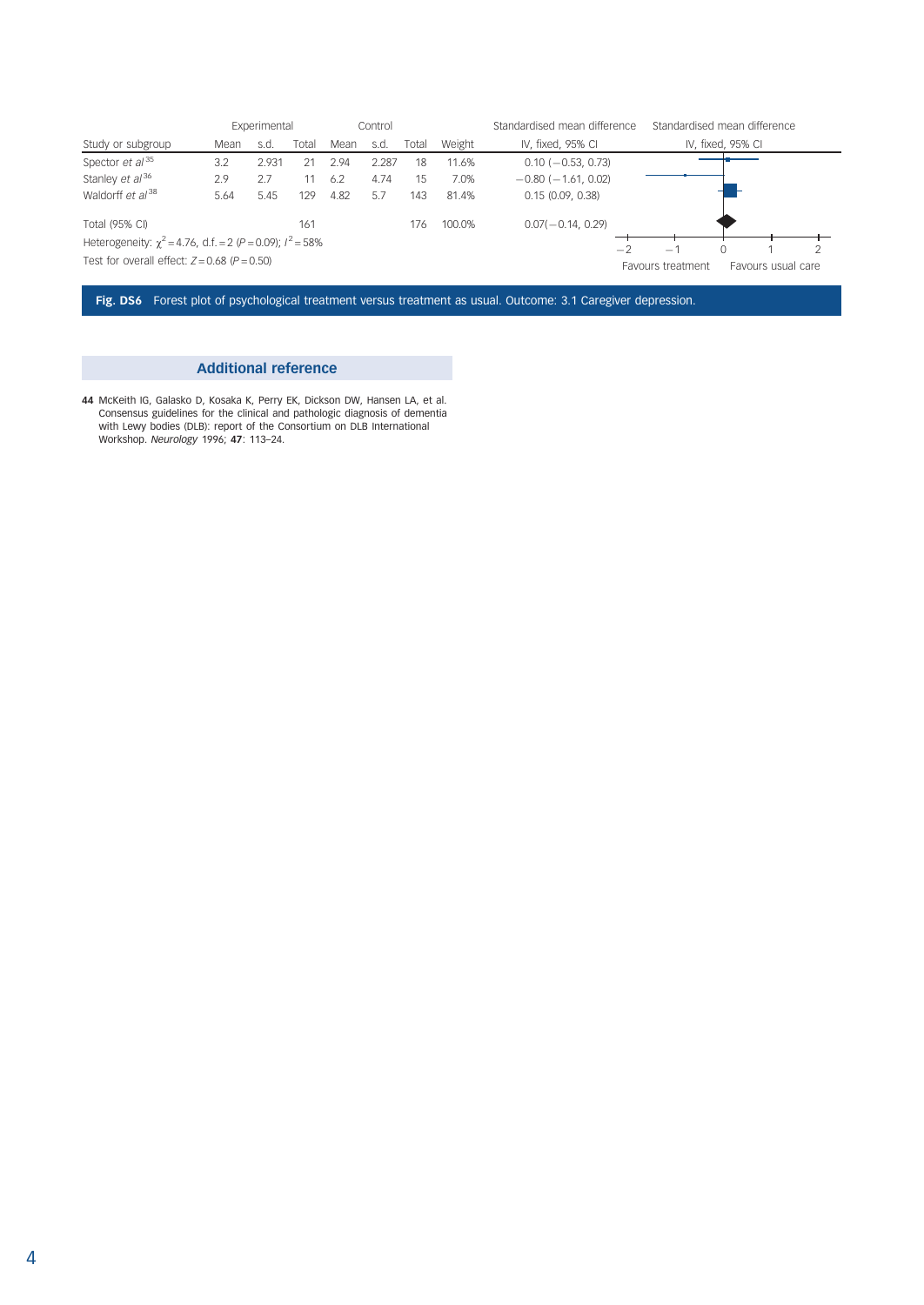| Study or subgroup | Experimental Mean | Experimental s.d. | Experimental Total | Control Mean | Control s.d. | Control Total | Weight | Standardised mean difference IV, fixed, 95% CI |
|---|---|---|---|---|---|---|---|---|
| Spector *et al*[35] | 3.2 | 2.931 | 21 | 2.94 | 2.287 | 18 | 11.6% | 0.10 (−0.53, 0.73) |
| Stanley *et al*[36] | 2.9 | 2.7 | 11 | 6.2 | 4.74 | 15 | 7.0% | −0.80 (−1.61, 0.02) |
| Waldorff *et al*[38] | 5.64 | 5.45 | 129 | 4.82 | 5.7 | 143 | 81.4% | 0.15 (0.09, 0.38) |
| Total (95% CI) | | | 161 | | | 176 | 100.0% | 0.07(−0.14, 0.29) |

Heterogeneity: $\chi^2 = 4.76$, d.f. = 2 ($P = 0.09$); $I^2 = 58\%$

Test for overall effect: $Z = 0.68$ ($P = 0.50$)

Standardised mean difference IV, fixed, 95% CI (axis −2 to 2): Favours treatment / Favours usual care

**Fig. DS6** Forest plot of psychological treatment versus treatment as usual. Outcome: 3.1 Caregiver depression.

## Additional reference

**44** McKeith IG, Galasko D, Kosaka K, Perry EK, Dickson DW, Hansen LA, et al. Consensus guidelines for the clinical and pathologic diagnosis of dementia with Lewy bodies (DLB): report of the Consortium on DLB International Workshop. *Neurology* 1996; **47**: 113–24.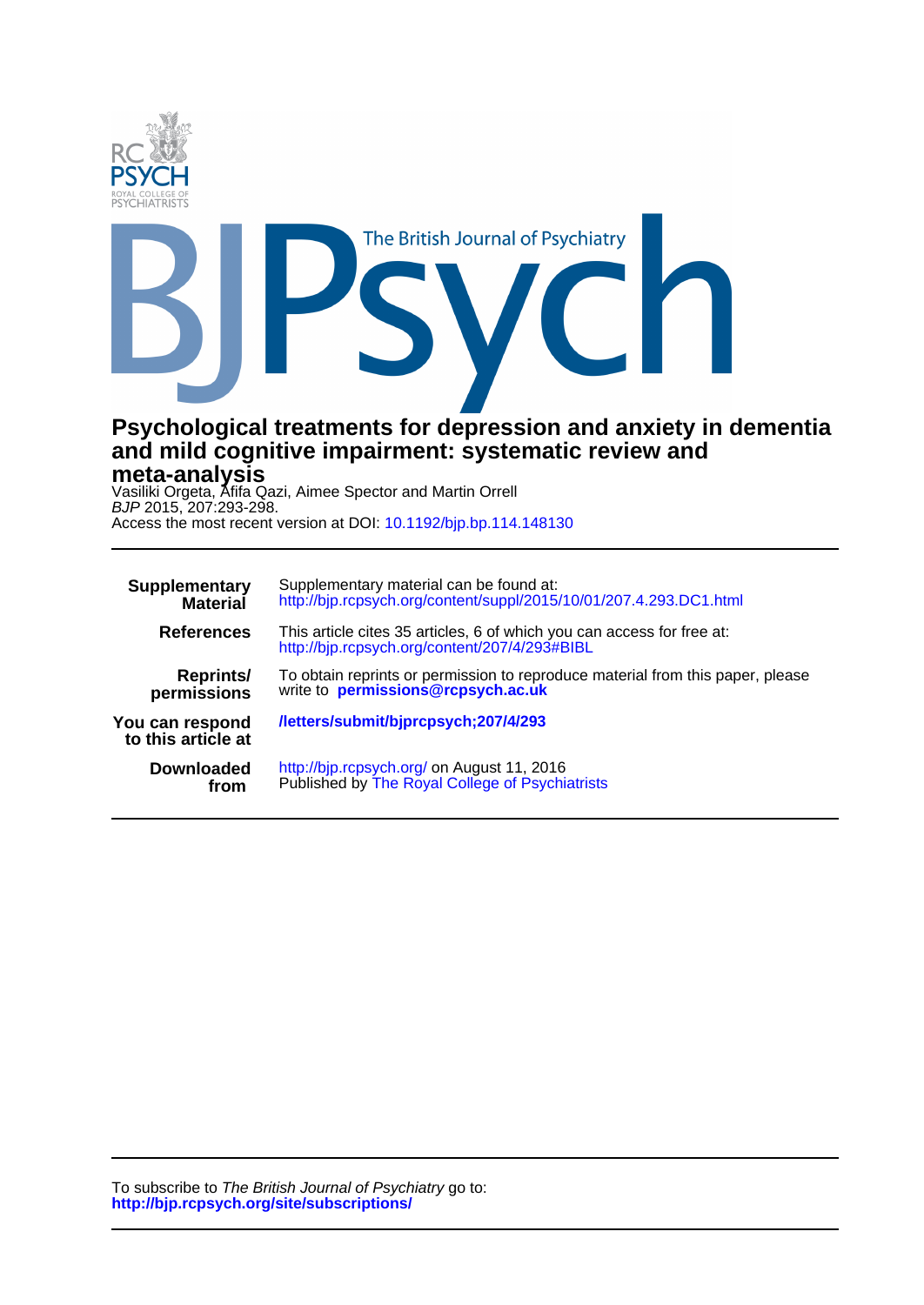RC PSYCH
ROYAL COLLEGE OF PSYCHIATRISTS

# BJPsych
The British Journal of Psychiatry

## Psychological treatments for depression and anxiety in dementia and mild cognitive impairment: systematic review and meta-analysis

Vasiliki Orgeta, Afifa Qazi, Aimee Spector and Martin Orrell
*BJP* 2015, 207:293-298.
Access the most recent version at DOI: 10.1192/bjp.bp.114.148130

| | |
|---|---|
| **Supplementary Material** | Supplementary material can be found at: http://bjp.rcpsych.org/content/suppl/2015/10/01/207.4.293.DC1.html |
| **References** | This article cites 35 articles, 6 of which you can access for free at: http://bjp.rcpsych.org/content/207/4/293#BIBL |
| **Reprints/ permissions** | To obtain reprints or permission to reproduce material from this paper, please write to **permissions@rcpsych.ac.uk** |
| **You can respond to this article at** | **/letters/submit/bjprcpsych;207/4/293** |
| **Downloaded from** | http://bjp.rcpsych.org/ on August 11, 2016 Published by The Royal College of Psychiatrists |

To subscribe to *The British Journal of Psychiatry* go to:
**http://bjp.rcpsych.org/site/subscriptions/**